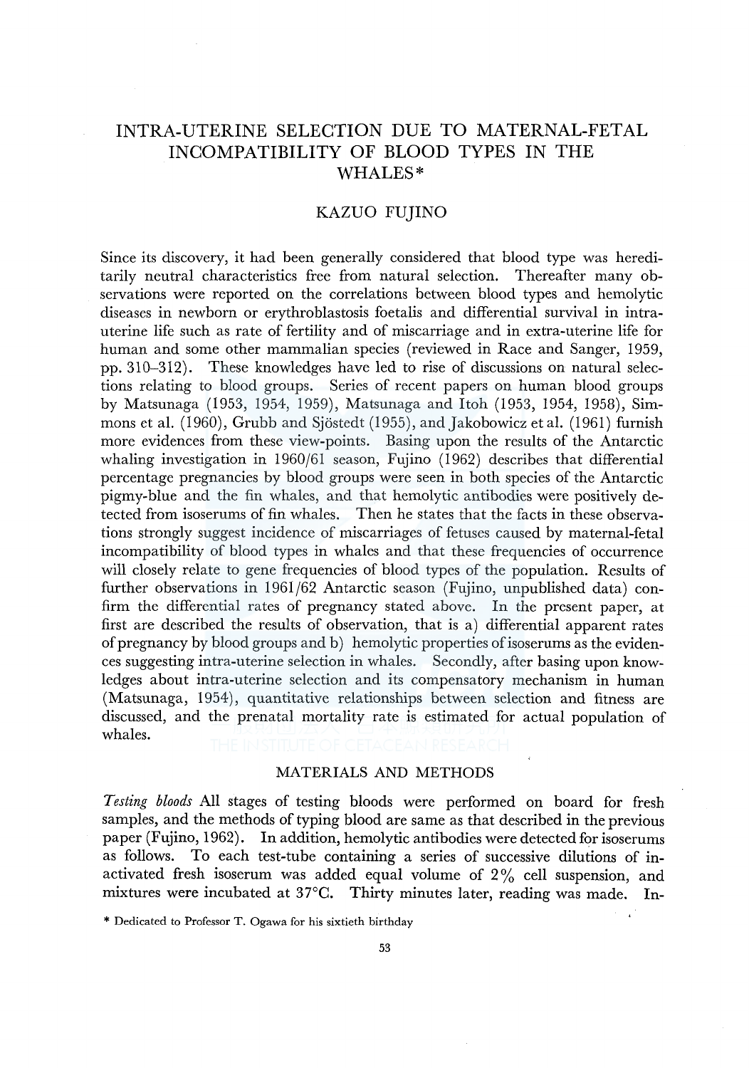# INTRA-UTERINE SELECTION DUE TO MATERNAL-FETAL INCOMPATIBILITY OF BLOOD TYPES IN THE WHALES*

## KAZUO FUJINO

Since its discovery, it had been generally considered that blood type was hereditarily neutral characteristics free from natural selection. Thereafter many observations were reported on the correlations between blood types and hemolytic diseases in newborn or erythroblastosis foetalis and differential survival in intra-uterine life such as rate of fertility and of miscarriage and in extra-uterine life for human and some other mammalian species (reviewed in Race and Sanger, 1959, pp. 310–312). These knowledges have led to rise of discussions on natural selections relating to blood groups. Series of recent papers on human blood groups by Matsunaga (1953, 1954, 1959), Matsunaga and Itoh (1953, 1954, 1958), Simmons et al. (1960), Grubb and Sjöstedt (1955), and Jakobowicz et al. (1961) furnish more evidences from these view-points. Basing upon the results of the Antarctic whaling investigation in 1960/61 season, Fujino (1962) describes that differential percentage pregnancies by blood groups were seen in both species of the Antarctic pigmy-blue and the fin whales, and that hemolytic antibodies were positively detected from isoserums of fin whales. Then he states that the facts in these observations strongly suggest incidence of miscarriages of fetuses caused by maternal-fetal incompatibility of blood types in whales and that these frequencies of occurrence will closely relate to gene frequencies of blood types of the population. Results of further observations in 1961/62 Antarctic season (Fujino, unpublished data) confirm the differential rates of pregnancy stated above. In the present paper, at first are described the results of observation, that is a) differential apparent rates of pregnancy by blood groups and b) hemolytic properties of isoserums as the evidences suggesting intra-uterine selection in whales. Secondly, after basing upon knowledges about intra-uterine selection and its compensatory mechanism in human (Matsunaga, 1954), quantitative relationships between selection and fitness are discussed, and the prenatal mortality rate is estimated for actual population of whales.

## MATERIALS AND METHODS

*Testing bloods* All stages of testing bloods were performed on board for fresh samples, and the methods of typing blood are same as that described in the previous paper (Fujino, 1962). In addition, hemolytic antibodies were detected for isoserums as follows. To each test-tube containing a series of successive dilutions of inactivated fresh isoserum was added equal volume of 2% cell suspension, and mixtures were incubated at 37°C. Thirty minutes later, reading was made. In-

\* Dedicated to Professor T. Ogawa for his sixtieth birthday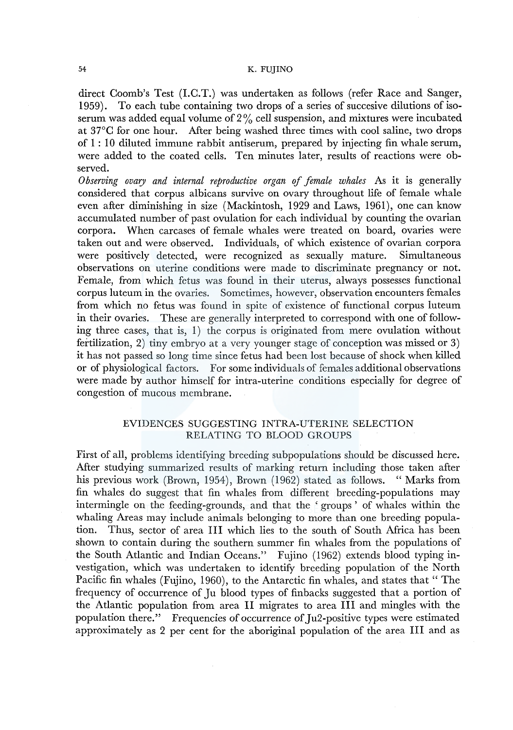direct Coomb's Test (I.C.T.) was undertaken as follows (refer Race and Sanger, 1959). To each tube containing two drops of a series of succesive dilutions of isoserum was added equal volume of 2% cell suspension, and mixtures were incubated at 37°C for one hour. After being washed three times with cool saline, two drops of 1 : 10 diluted immune rabbit antiserum, prepared by injecting fin whale serum, were added to the coated cells. Ten minutes later, results of reactions were observed.

*Observing ovary and internal reproductive organ of female whales* As it is generally considered that corpus albicans survive on ovary throughout life of female whale even after diminishing in size (Mackintosh, 1929 and Laws, 1961), one can know accumulated number of past ovulation for each individual by counting the ovarian corpora. When carcases of female whales were treated on board, ovaries were taken out and were observed. Individuals, of which existence of ovarian corpora were positively detected, were recognized as sexually mature. Simultaneous observations on uterine conditions were made to discriminate pregnancy or not. Female, from which fetus was found in their uterus, always possesses functional corpus luteum in the ovaries. Sometimes, however, observation encounters females from which no fetus was found in spite of existence of functional corpus luteum in their ovaries. These are generally interpreted to correspond with one of following three cases, that is, 1) the corpus is originated from mere ovulation without fertilization, 2) tiny embryo at a very younger stage of conception was missed or 3) it has not passed so long time since fetus had been lost because of shock when killed or of physiological factors. For some individuals of females additional observations were made by author himself for intra-uterine conditions especially for degree of congestion of mucous membrane.

## EVIDENCES SUGGESTING INTRA-UTERINE SELECTION RELATING TO BLOOD GROUPS

First of all, problems identifying breeding subpopulations should be discussed here. After studying summarized results of marking return including those taken after his previous work (Brown, 1954), Brown (1962) stated as follows. " Marks from fin whales do suggest that fin whales from different breeding-populations may intermingle on the feeding-grounds, and that the ' groups ' of whales within the whaling Areas may include animals belonging to more than one breeding population. Thus, sector of area III which lies to the south of South Africa has been shown to contain during the southern summer fin whales from the populations of the South Atlantic and Indian Oceans." Fujino (1962) extends blood typing investigation, which was undertaken to identify breeding population of the North Pacific fin whales (Fujino, 1960), to the Antarctic fin whales, and states that " The frequency of occurrence of Ju blood types of finbacks suggested that a portion of the Atlantic population from area II migrates to area III and mingles with the population there." Frequencies of occurrence of Ju2-positive types were estimated approximately as 2 per cent for the aboriginal population of the area III and as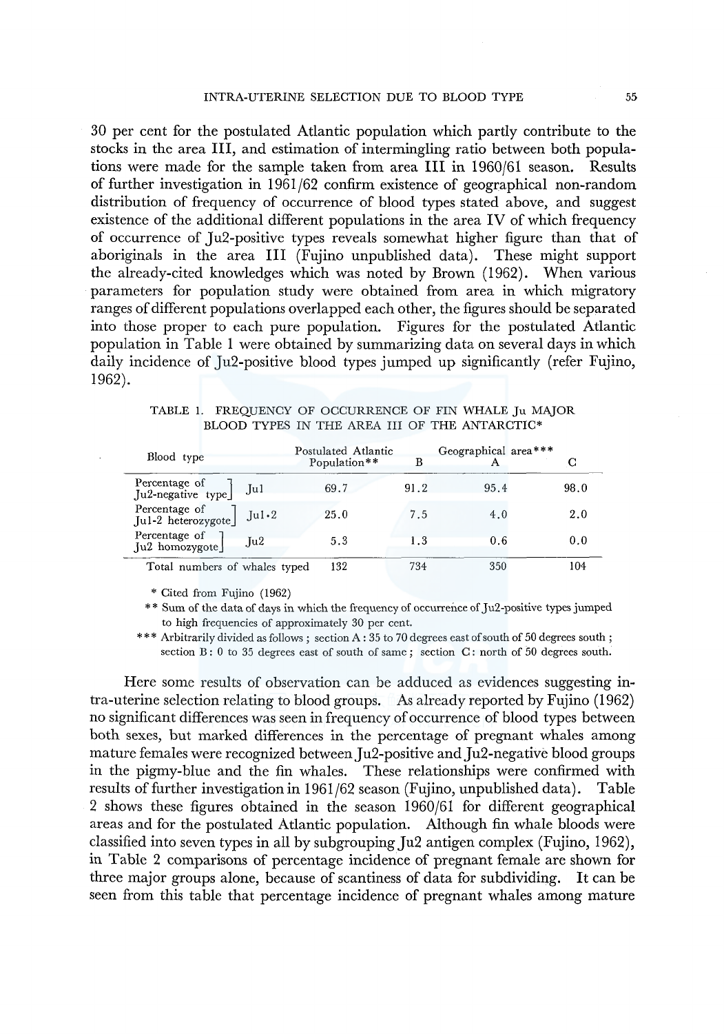30 per cent for the postulated Atlantic population which partly contribute to the stocks in the area III, and estimation of intermingling ratio between both populations were made for the sample taken from area III in 1960/61 season. Results of further investigation in 1961/62 confirm existence of geographical non-random distribution of frequency of occurrence of blood types stated above, and suggest existence of the additional different populations in the area IV of which frequency of occurrence of Ju2-positive types reveals somewhat higher figure than that of aboriginals in the area III (Fujino unpublished data). These might support the already-cited knowledges which was noted by Brown (1962). When various parameters for population study were obtained from area in which migratory ranges of different populations overlapped each other, the figures should be separated into those proper to each pure population. Figures for the postulated Atlantic population in Table 1 were obtained by summarizing data on several days in which daily incidence of Ju2-positive blood types jumped up significantly (refer Fujino, 1962).

TABLE 1. FREQUENCY OF OCCURRENCE OF FIN WHALE Ju MAJOR BLOOD TYPES IN THE AREA III OF THE ANTARCTIC*

| Blood type | | Postulated Atlantic Population** | Geographical area*** B | A | C |
|---|---|---|---|---|---|
| Percentage of Ju2-negative type | Ju1 | 69.7 | 91.2 | 95.4 | 98.0 |
| Percentage of Ju1-2 heterozygote | Ju1・2 | 25.0 | 7.5 | 4.0 | 2.0 |
| Percentage of Ju2 homozygote | Ju2 | 5.3 | 1.3 | 0.6 | 0.0 |
| Total numbers of whales typed | | 132 | 734 | 350 | 104 |

\* Cited from Fujino (1962)

\*\* Sum of the data of days in which the frequency of occurrence of Ju2-positive types jumped to high frequencies of approximately 30 per cent.

\*\*\* Arbitrarily divided as follows ; section A : 35 to 70 degrees east of south of 50 degrees south ; section B : 0 to 35 degrees east of south of same ; section C : north of 50 degrees south.

Here some results of observation can be adduced as evidences suggesting intra-uterine selection relating to blood groups. As already reported by Fujino (1962) no significant differences was seen in frequency of occurrence of blood types between both sexes, but marked differences in the percentage of pregnant whales among mature females were recognized between Ju2-positive and Ju2-negative blood groups in the pigmy-blue and the fin whales. These relationships were confirmed with results of further investigation in 1961/62 season (Fujino, unpublished data). Table 2 shows these figures obtained in the season 1960/61 for different geographical areas and for the postulated Atlantic population. Although fin whale bloods were classified into seven types in all by subgrouping Ju2 antigen complex (Fujino, 1962), in Table 2 comparisons of percentage incidence of pregnant female are shown for three major groups alone, because of scantiness of data for subdividing. It can be seen from this table that percentage incidence of pregnant whales among mature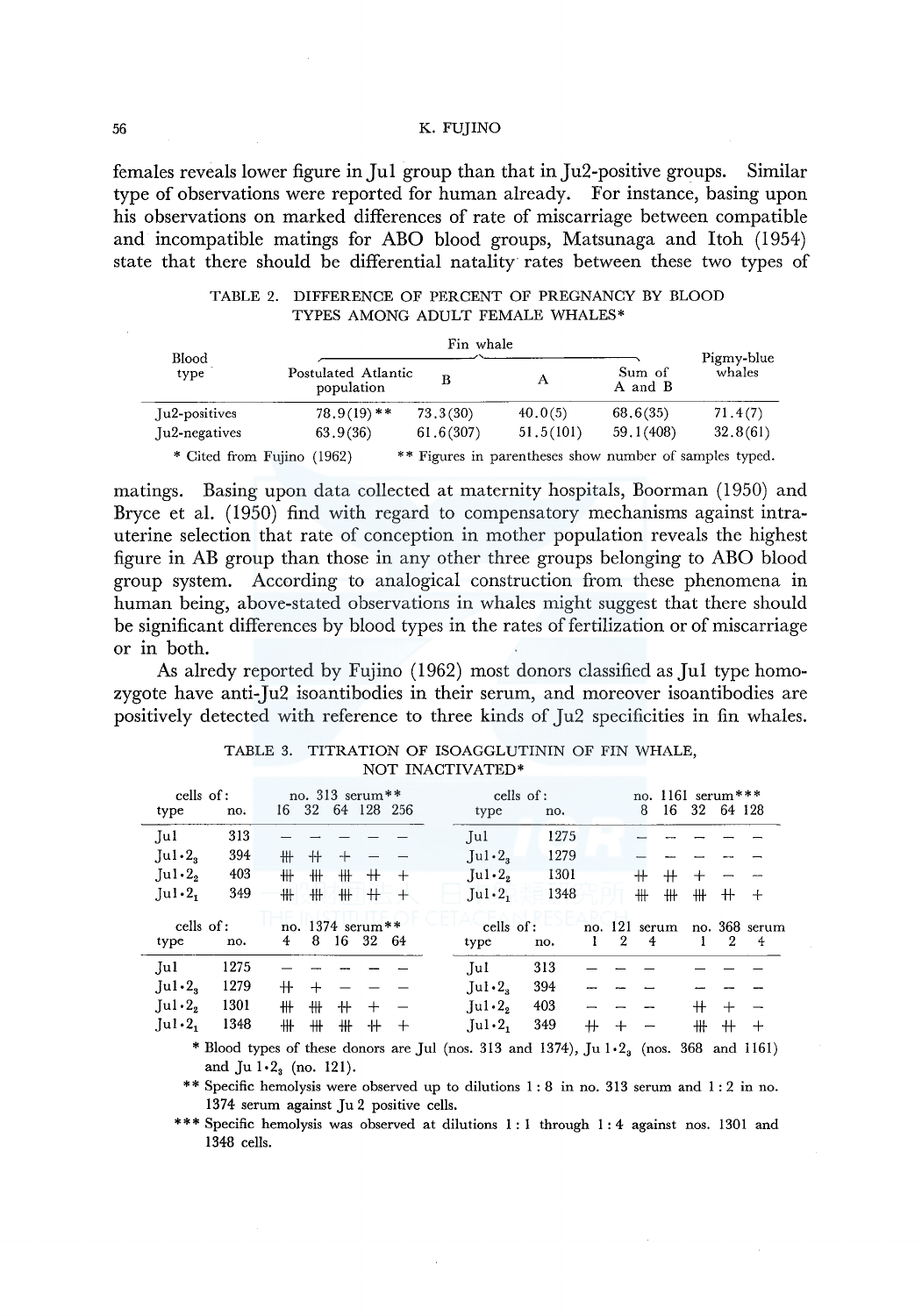females reveals lower figure in Ju1 group than that in Ju2-positive groups. Similar type of observations were reported for human already. For instance, basing upon his observations on marked differences of rate of miscarriage between compatible and incompatible matings for ABO blood groups, Matsunaga and Itoh (1954) state that there should be differential natality rates between these two types of matings. Basing upon data collected at maternity hospitals, Boorman (1950) and Bryce et al. (1950) find with regard to compensatory mechanisms against intra-uterine selection that rate of conception in mother population reveals the highest figure in AB group than those in any other three groups belonging to ABO blood group system. According to analogical construction from these phenomena in human being, above-stated observations in whales might suggest that there should be significant differences by blood types in the rates of fertilization or of miscarriage or in both.

TABLE 2. DIFFERENCE OF PERCENT OF PREGNANCY BY BLOOD TYPES AMONG ADULT FEMALE WHALES*

| Blood type | Fin whale | | | | Pigmy-blue whales |
|---|---|---|---|---|---|
| | Postulated Atlantic population | B | A | Sum of A and B | |
| Ju2-positives | 78.9(19)** | 73.3(30) | 40.0(5) | 68.6(35) | 71.4(7) |
| Ju2-negatives | 63.9(36) | 61.6(307) | 51.5(101) | 59.1(408) | 32.8(61) |

\* Cited from Fujino (1962) ** Figures in parentheses show number of samples typed.

As alredy reported by Fujino (1962) most donors classified as Ju1 type homozygote have anti-Ju2 isoantibodies in their serum, and moreover isoantibodies are positively detected with reference to three kinds of Ju2 specificities in fin whales.

TABLE 3. TITRATION OF ISOAGGLUTININ OF FIN WHALE, NOT INACTIVATED*

| cells of: type | no. | no. 313 serum** 16 | 32 | 64 | 128 | 256 | cells of: type | no. | no. 1161 serum*** 8 | 16 | 32 | 64 | 128 |
|---|---|---|---|---|---|---|---|---|---|---|---|---|---|
| Ju1 | 313 | − | − | − | − | − | Ju1 | 1275 | − | − | − | − | − |
| Ju1·$2_3$ | 394 | ++++ | +++ | + | − | − | Ju1·$2_3$ | 1279 | − | − | − | − | − |
| Ju1·$2_2$ | 403 | ++++ | ++++ | ++++ | +++ | + | Ju1·$2_2$ | 1301 | +++ | +++ | + | − | − |
| Ju1·$2_1$ | 349 | ++++ | ++++ | ++++ | +++ | + | Ju1·$2_1$ | 1348 | ++++ | ++++ | ++++ | +++ | + |

| cells of: type | no. | no. 1374 serum** 4 | 8 | 16 | 32 | 64 | cells of: type | no. | no. 121 serum 1 | 2 | 4 | no. 368 serum 1 | 2 | 4 |
|---|---|---|---|---|---|---|---|---|---|---|---|---|---|---|
| Ju1 | 1275 | − | − | − | − | − | Ju1 | 313 | − | − | − | − | − | − |
| Ju1·$2_3$ | 1279 | +++ | + | − | − | − | Ju1·$2_3$ | 394 | − | − | − | − | − | − |
| Ju1·$2_2$ | 1301 | ++++ | ++++ | +++ | + | − | Ju1·$2_2$ | 403 | − | − | − | +++ | + | − |
| Ju1·$2_1$ | 1348 | ++++ | ++++ | ++++ | +++ | + | Ju1·$2_1$ | 349 | +++ | + | − | ++++ | +++ | + |

\* Blood types of these donors are Ju1 (nos. 313 and 1374), Ju 1·$2_3$ (nos. 368 and 1161) and Ju 1·$2_3$ (no. 121).

\** Specific hemolysis were observed up to dilutions 1 : 8 in no. 313 serum and 1 : 2 in no. 1374 serum against Ju 2 positive cells.

\*** Specific hemolysis was observed at dilutions 1 : 1 through 1 : 4 against nos. 1301 and 1348 cells.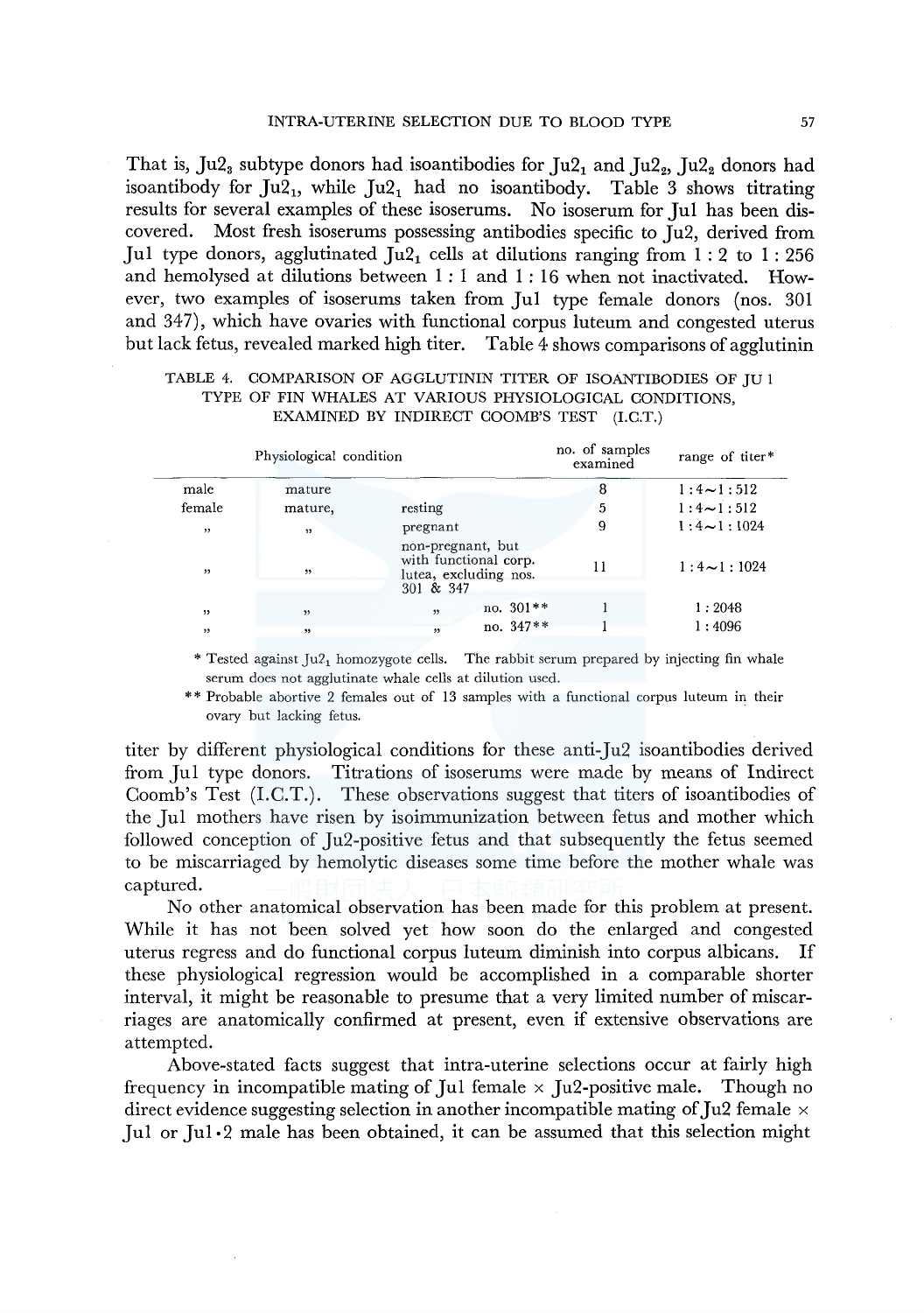That is, $Ju2_3$ subtype donors had isoantibodies for $Ju2_1$ and $Ju2_2$, $Ju2_2$ donors had isoantibody for $Ju2_1$, while $Ju2_1$ had no isoantibody. Table 3 shows titrating results for several examples of these isoserums. No isoserum for Ju1 has been discovered. Most fresh isoserums possessing antibodies specific to Ju2, derived from Ju1 type donors, agglutinated $Ju2_1$ cells at dilutions ranging from 1 : 2 to 1 : 256 and hemolysed at dilutions between 1 : 1 and 1 : 16 when not inactivated. However, two examples of isoserums taken from Ju1 type female donors (nos. 301 and 347), which have ovaries with functional corpus luteum and congested uterus but lack fetus, revealed marked high titer. Table 4 shows comparisons of agglutinin titer by different physiological conditions for these anti-Ju2 isoantibodies derived from Ju1 type donors. Titrations of isoserums were made by means of Indirect Coomb's Test (I.C.T.). These observations suggest that titers of isoantibodies of the Ju1 mothers have risen by isoimmunization between fetus and mother which followed conception of Ju2-positive fetus and that subsequently the fetus seemed to be miscarriaged by hemolytic diseases some time before the mother whale was captured.

TABLE 4. COMPARISON OF AGGLUTININ TITER OF ISOANTIBODIES OF JU 1 TYPE OF FIN WHALES AT VARIOUS PHYSIOLOGICAL CONDITIONS, EXAMINED BY INDIRECT COOMB'S TEST (I.C.T.)

| Physiological condition | | | no. of samples examined | range of titer* |
|---|---|---|---|---|
| male | mature | | 8 | 1:4~1:512 |
| female | mature, | resting | 5 | 1:4~1:512 |
| ” | ” | pregnant | 9 | 1:4~1:1024 |
| ” | ” | non-pregnant, but with functional corp. lutea, excluding nos. 301 & 347 | 11 | 1:4~1:1024 |
| ” | ” | ” no. 301** | 1 | 1:2048 |
| ” | ” | ” no. 347** | 1 | 1:4096 |

\* Tested against $Ju2_1$ homozygote cells. The rabbit serum prepared by injecting fin whale serum does not agglutinate whale cells at dilution used.

\*\* Probable abortive 2 females out of 13 samples with a functional corpus luteum in their ovary but lacking fetus.

No other anatomical observation has been made for this problem at present. While it has not been solved yet how soon do the enlarged and congested uterus regress and do functional corpus luteum diminish into corpus albicans. If these physiological regression would be accomplished in a comparable shorter interval, it might be reasonable to presume that a very limited number of miscarriages are anatomically confirmed at present, even if extensive observations are attempted.

Above-stated facts suggest that intra-uterine selections occur at fairly high frequency in incompatible mating of Ju1 female × Ju2-positive male. Though no direct evidence suggesting selection in another incompatible mating of Ju2 female × Ju1 or Ju1·2 male has been obtained, it can be assumed that this selection might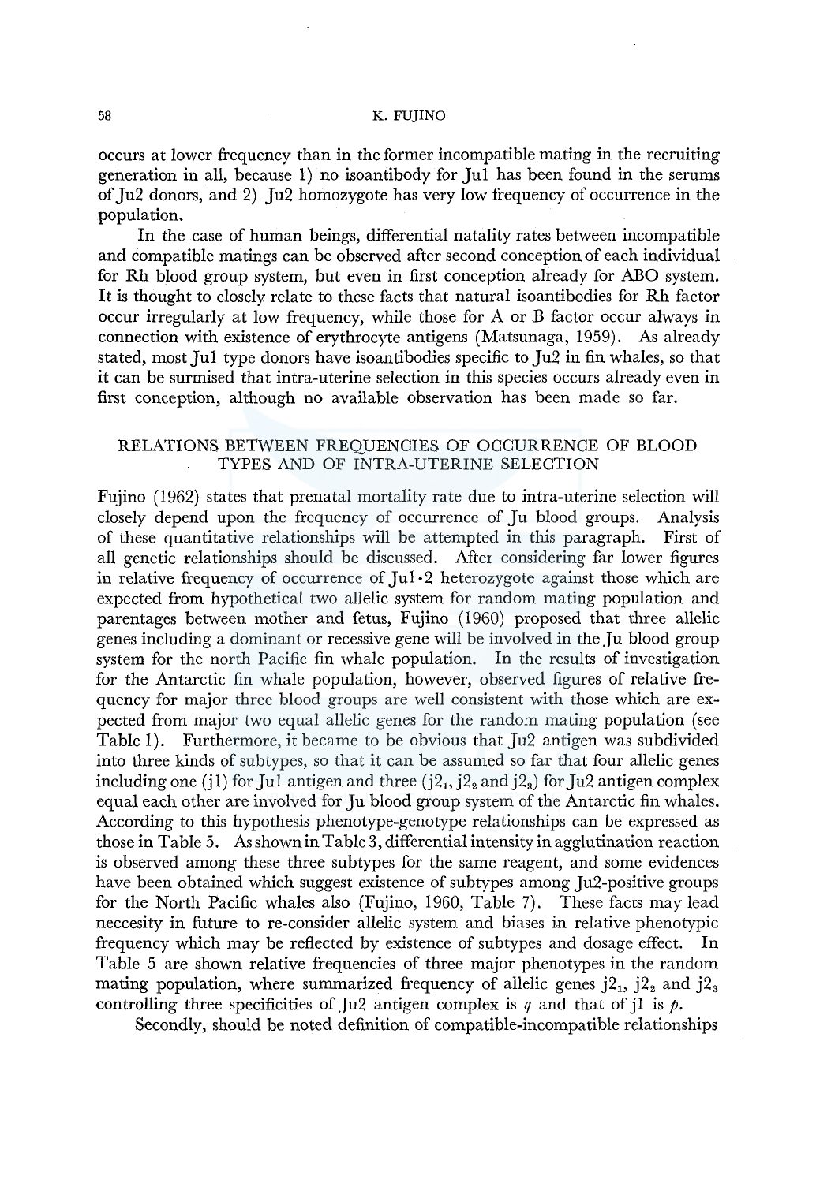occurs at lower frequency than in the former incompatible mating in the recruiting generation in all, because 1) no isoantibody for Ju1 has been found in the serums of Ju2 donors, and 2) Ju2 homozygote has very low frequency of occurrence in the population.

In the case of human beings, differential natality rates between incompatible and compatible matings can be observed after second conception of each individual for Rh blood group system, but even in first conception already for ABO system. It is thought to closely relate to these facts that natural isoantibodies for Rh factor occur irregularly at low frequency, while those for A or B factor occur always in connection with existence of erythrocyte antigens (Matsunaga, 1959). As already stated, most Ju1 type donors have isoantibodies specific to Ju2 in fin whales, so that it can be surmised that intra-uterine selection in this species occurs already even in first conception, although no available observation has been made so far.

## RELATIONS BETWEEN FREQUENCIES OF OCCURRENCE OF BLOOD TYPES AND OF INTRA-UTERINE SELECTION

Fujino (1962) states that prenatal mortality rate due to intra-uterine selection will closely depend upon the frequency of occurrence of Ju blood groups. Analysis of these quantitative relationships will be attempted in this paragraph. First of all genetic relationships should be discussed. After considering far lower figures in relative frequency of occurrence of Ju1·2 heterozygote against those which are expected from hypothetical two allelic system for random mating population and parentages between mother and fetus, Fujino (1960) proposed that three allelic genes including a dominant or recessive gene will be involved in the Ju blood group system for the north Pacific fin whale population. In the results of investigation for the Antarctic fin whale population, however, observed figures of relative frequency for major three blood groups are well consistent with those which are expected from major two equal allelic genes for the random mating population (see Table 1). Furthermore, it became to be obvious that Ju2 antigen was subdivided into three kinds of subtypes, so that it can be assumed so far that four allelic genes including one (j1) for Ju1 antigen and three ($j2_1$, $j2_2$ and $j2_3$) for Ju2 antigen complex equal each other are involved for Ju blood group system of the Antarctic fin whales. According to this hypothesis phenotype-genotype relationships can be expressed as those in Table 5. As shown in Table 3, differential intensity in agglutination reaction is observed among these three subtypes for the same reagent, and some evidences have been obtained which suggest existence of subtypes among Ju2-positive groups for the North Pacific whales also (Fujino, 1960, Table 7). These facts may lead neccesity in future to re-consider allelic system and biases in relative phenotypic frequency which may be reflected by existence of subtypes and dosage effect. In Table 5 are shown relative frequencies of three major phenotypes in the random mating population, where summarized frequency of allelic genes $j2_1$, $j2_2$ and $j2_3$ controlling three specificities of Ju2 antigen complex is $q$ and that of j1 is $p$.

Secondly, should be noted definition of compatible-incompatible relationships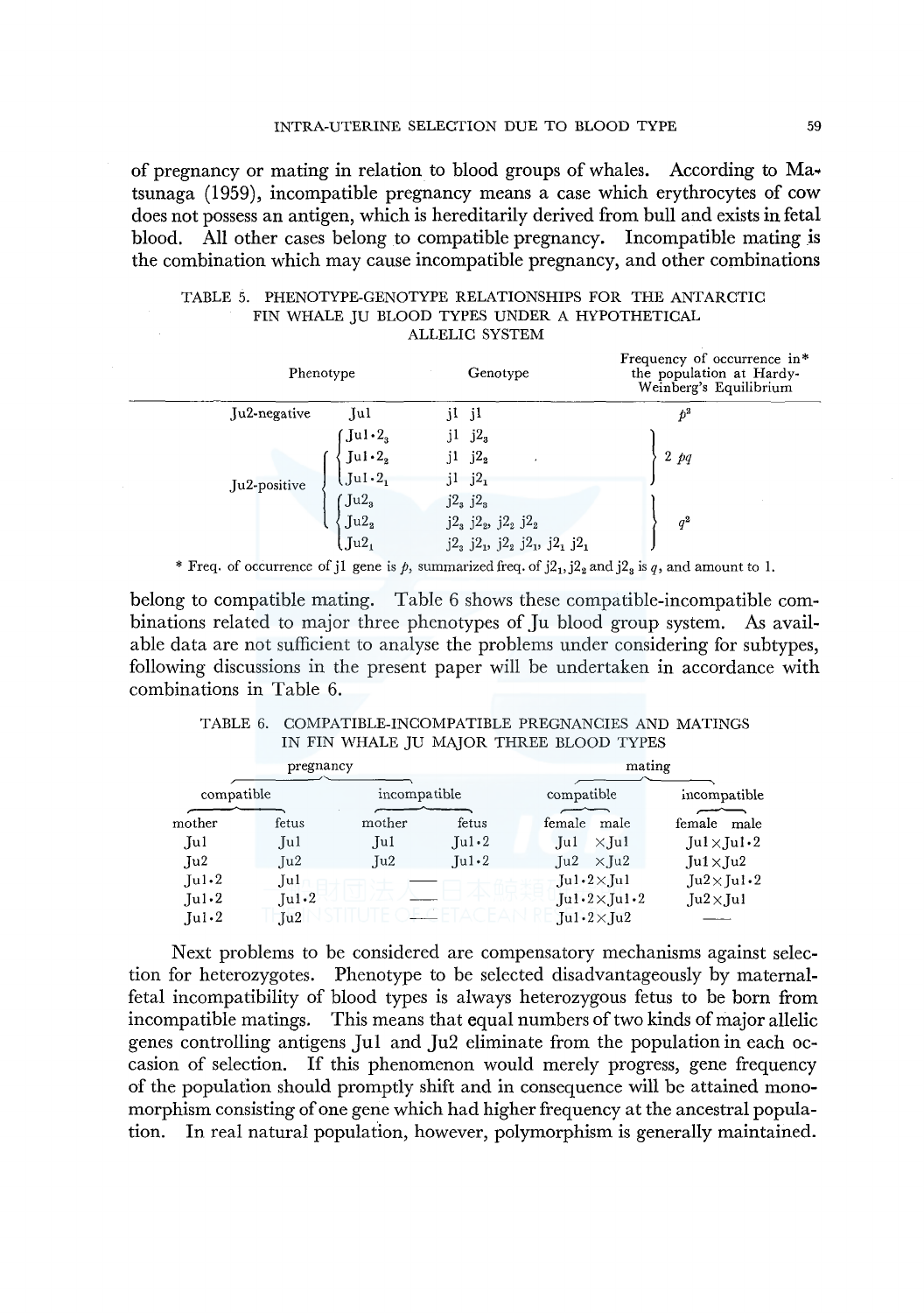of pregnancy or mating in relation to blood groups of whales. According to Matsunaga (1959), incompatible pregnancy means a case which erythrocytes of cow does not possess an antigen, which is hereditarily derived from bull and exists in fetal blood. All other cases belong to compatible pregnancy. Incompatible mating is the combination which may cause incompatible pregnancy, and other combinations

TABLE 5. PHENOTYPE-GENOTYPE RELATIONSHIPS FOR THE ANTARCTIC FIN WHALE JU BLOOD TYPES UNDER A HYPOTHETICAL ALLELIC SYSTEM

| Phenotype | | Genotype | Frequency of occurrence in* the population at Hardy-Weinberg's Equilibrium |
|---|---|---|---|
| Ju2-negative | Ju1 | j1 j1 | $p^2$ |
| Ju2-positive | Ju1·$2_3$ | j1 $j2_3$ | $2pq$ |
| | Ju1·$2_2$ | j1 $j2_2$ | |
| | Ju1·$2_1$ | j1 $j2_1$ | |
| | $Ju2_3$ | $j2_3$ $j2_3$ | $q^2$ |
| | $Ju2_2$ | $j2_3$ $j2_2$, $j2_2$ $j2_2$ | |
| | $Ju2_1$ | $j2_3$ $j2_1$, $j2_2$ $j2_1$, $j2_1$ $j2_1$ | |

\* Freq. of occurrence of j1 gene is $p$, summarized freq. of $j2_1$, $j2_2$ and $j2_3$ is $q$, and amount to 1.

belong to compatible mating. Table 6 shows these compatible-incompatible combinations related to major three phenotypes of Ju blood group system. As available data are not sufficient to analyse the problems under considering for subtypes, following discussions in the present paper will be undertaken in accordance with combinations in Table 6.

TABLE 6. COMPATIBLE-INCOMPATIBLE PREGNANCIES AND MATINGS IN FIN WHALE JU MAJOR THREE BLOOD TYPES

| pregnancy | | | | mating | |
|---|---|---|---|---|---|
| compatible | | incompatible | | compatible | incompatible |
| mother | fetus | mother | fetus | female male | female male |
| Ju1 | Ju1 | Ju1 | Ju1·2 | Ju1 ×Ju1 | Ju1×Ju1·2 |
| Ju2 | Ju2 | Ju2 | Ju1·2 | Ju2 ×Ju2 | Ju1×Ju2 |
| Ju1·2 | Ju1 | — | | Ju1·2×Ju1 | Ju2×Ju1·2 |
| Ju1·2 | Ju1·2 | — | | Ju1·2×Ju1·2 | Ju2×Ju1 |
| Ju1·2 | Ju2 | — | | Ju1·2×Ju2 | — |

Next problems to be considered are compensatory mechanisms against selection for heterozygotes. Phenotype to be selected disadvantageously by maternal-fetal incompatibility of blood types is always heterozygous fetus to be born from incompatible matings. This means that equal numbers of two kinds of major allelic genes controlling antigens Ju1 and Ju2 eliminate from the population in each occasion of selection. If this phenomenon would merely progress, gene frequency of the population should promptly shift and in consequence will be attained monomorphism consisting of one gene which had higher frequency at the ancestral population. In real natural population, however, polymorphism is generally maintained.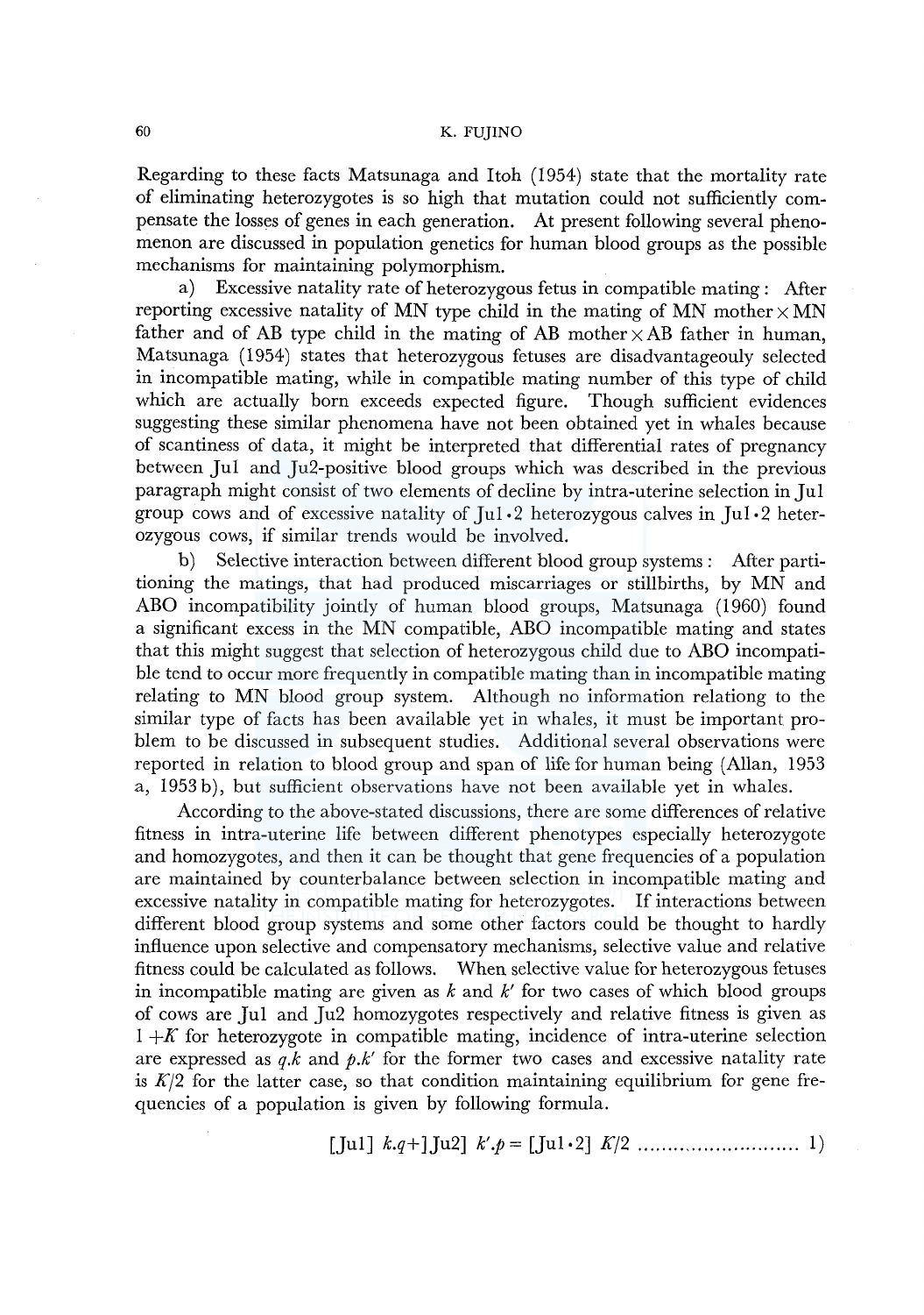Regarding to these facts Matsunaga and Itoh (1954) state that the mortality rate of eliminating heterozygotes is so high that mutation could not sufficiently compensate the losses of genes in each generation. At present following several phenomenon are discussed in population genetics for human blood groups as the possible mechanisms for maintaining polymorphism.

a) Excessive natality rate of heterozygous fetus in compatible mating: After reporting excessive natality of MN type child in the mating of MN mother × MN father and of AB type child in the mating of AB mother × AB father in human, Matsunaga (1954) states that heterozygous fetuses are disadvantageouly selected in incompatible mating, while in compatible mating number of this type of child which are actually born exceeds expected figure. Though sufficient evidences suggesting these similar phenomena have not been obtained yet in whales because of scantiness of data, it might be interpreted that differential rates of pregnancy between Ju1 and Ju2-positive blood groups which was described in the previous paragraph might consist of two elements of decline by intra-uterine selection in Ju1 group cows and of excessive natality of Ju1·2 heterozygous calves in Ju1·2 heterozygous cows, if similar trends would be involved.

b) Selective interaction between different blood group systems: After partitioning the matings, that had produced miscarriages or stillbirths, by MN and ABO incompatibility jointly of human blood groups, Matsunaga (1960) found a significant excess in the MN compatible, ABO incompatible mating and states that this might suggest that selection of heterozygous child due to ABO incompatible tend to occur more frequently in compatible mating than in incompatible mating relating to MN blood group system. Although no information relationg to the similar type of facts has been available yet in whales, it must be important problem to be discussed in subsequent studies. Additional several observations were reported in relation to blood group and span of life for human being (Allan, 1953 a, 1953 b), but sufficient observations have not been available yet in whales.

According to the above-stated discussions, there are some differences of relative fitness in intra-uterine life between different phenotypes especially heterozygote and homozygotes, and then it can be thought that gene frequencies of a population are maintained by counterbalance between selection in incompatible mating and excessive natality in compatible mating for heterozygotes. If interactions between different blood group systems and some other factors could be thought to hardly influence upon selective and compensatory mechanisms, selective value and relative fitness could be calculated as follows. When selective value for heterozygous fetuses in incompatible mating are given as $k$ and $k'$ for two cases of which blood groups of cows are Ju1 and Ju2 homozygotes respectively and relative fitness is given as $1+K$ for heterozygote in compatible mating, incidence of intra-uterine selection are expressed as $q.k$ and $p.k'$ for the former two cases and excessive natality rate is $K/2$ for the latter case, so that condition maintaining equilibrium for gene frequencies of a population is given by following formula.

$$[\mathrm{Ju1}]\ k.q+]\mathrm{Ju2}]\ k'.p=[\mathrm{Ju1\cdot 2}]\ K/2 \quad \text{......................... 1)}$$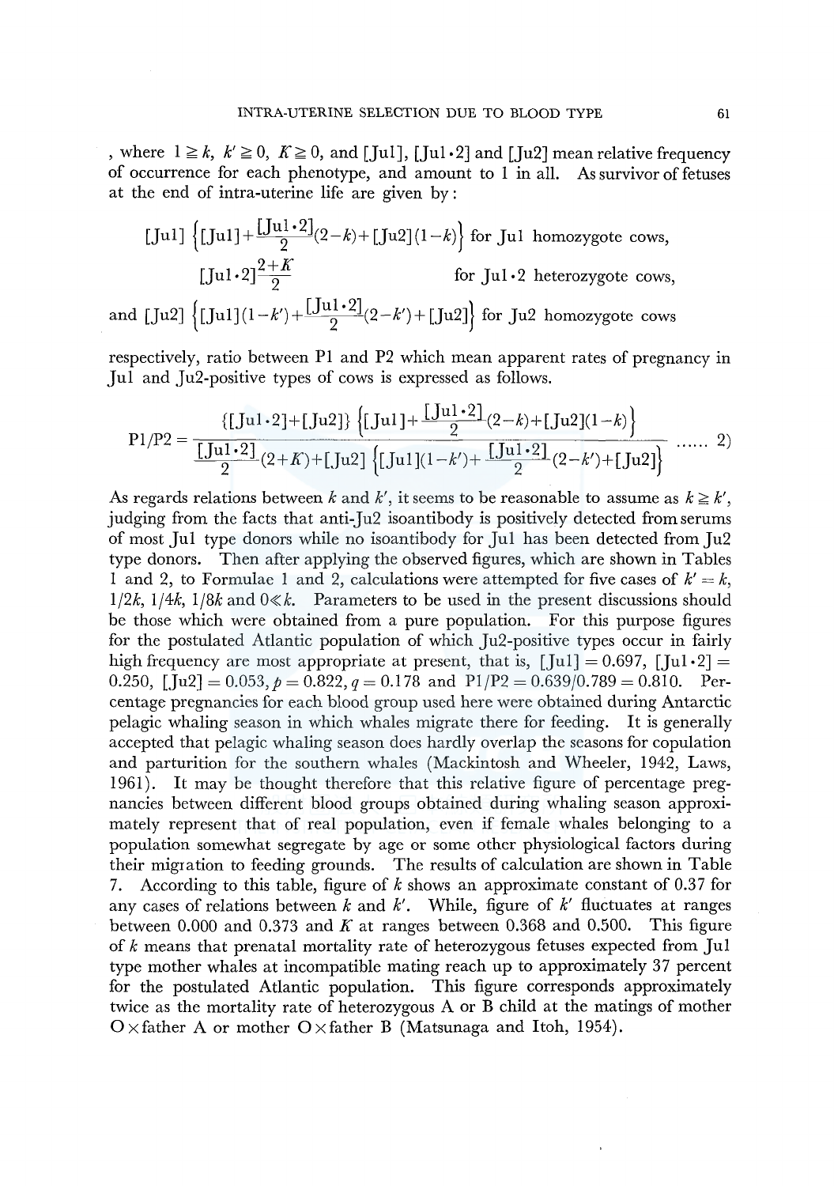, where $1 \geqq k$, $k' \geqq 0$, $K \geqq 0$, and [Ju1], [Ju1·2] and [Ju2] mean relative frequency of occurrence for each phenotype, and amount to 1 in all. As survivor of fetuses at the end of intra-uterine life are given by:

$$[\mathrm{Ju1}]\left\{[\mathrm{Ju1}]+\frac{[\mathrm{Ju1\cdot2}]}{2}(2-k)+[\mathrm{Ju2}](1-k)\right\} \text{ for Ju1 homozygote cows,}$$

$$[\mathrm{Ju1\cdot2}]\frac{2+K}{2} \qquad \text{for Ju1·2 heterozygote cows,}$$

$$\text{and } [\mathrm{Ju2}]\left\{[\mathrm{Ju1}](1-k')+\frac{[\mathrm{Ju1\cdot2}]}{2}(2-k')+[\mathrm{Ju2}]\right\} \text{ for Ju2 homozygote cows}$$

respectively, ratio between P1 and P2 which mean apparent rates of pregnancy in Ju1 and Ju2-positive types of cows is expressed as follows.

$$\mathrm{P1/P2}=\frac{\{[\mathrm{Ju1\cdot2}]+[\mathrm{Ju2}]\}\left\{[\mathrm{Ju1}]+\frac{[\mathrm{Ju1\cdot2}]}{2}(2-k)+[\mathrm{Ju2}](1-k)\right\}}{\frac{[\mathrm{Ju1\cdot2}]}{2}(2+K)+[\mathrm{Ju2}]\left\{[\mathrm{Ju1}](1-k')+\frac{[\mathrm{Ju1\cdot2}]}{2}(2-k')+[\mathrm{Ju2}]\right\}} \quad \ldots\ldots \text{ 2)}$$

As regards relations between $k$ and $k'$, it seems to be reasonable to assume as $k \geqq k'$, judging from the facts that anti-Ju2 isoantibody is positively detected from serums of most Ju1 type donors while no isoantibody for Ju1 has been detected from Ju2 type donors. Then after applying the observed figures, which are shown in Tables 1 and 2, to Formulae 1 and 2, calculations were attempted for five cases of $k' = k$, $1/2k$, $1/4k$, $1/8k$ and $0 \ll k$. Parameters to be used in the present discussions should be those which were obtained from a pure population. For this purpose figures for the postulated Atlantic population of which Ju2-positive types occur in fairly high frequency are most appropriate at present, that is, [Ju1] = 0.697, [Ju1·2] = 0.250, [Ju2] = 0.053, $p = 0.822$, $q = 0.178$ and P1/P2 = 0.639/0.789 = 0.810. Percentage pregnancies for each blood group used here were obtained during Antarctic pelagic whaling season in which whales migrate there for feeding. It is generally accepted that pelagic whaling season does hardly overlap the seasons for copulation and parturition for the southern whales (Mackintosh and Wheeler, 1942, Laws, 1961). It may be thought therefore that this relative figure of percentage pregnancies between different blood groups obtained during whaling season approximately represent that of real population, even if female whales belonging to a population somewhat segregate by age or some other physiological factors during their migration to feeding grounds. The results of calculation are shown in Table 7. According to this table, figure of $k$ shows an approximate constant of 0.37 for any cases of relations between $k$ and $k'$. While, figure of $k'$ fluctuates at ranges between 0.000 and 0.373 and $K$ at ranges between 0.368 and 0.500. This figure of $k$ means that prenatal mortality rate of heterozygous fetuses expected from Ju1 type mother whales at incompatible mating reach up to approximately 37 percent for the postulated Atlantic population. This figure corresponds approximately twice as the mortality rate of heterozygous A or B child at the matings of mother O×father A or mother O×father B (Matsunaga and Itoh, 1954).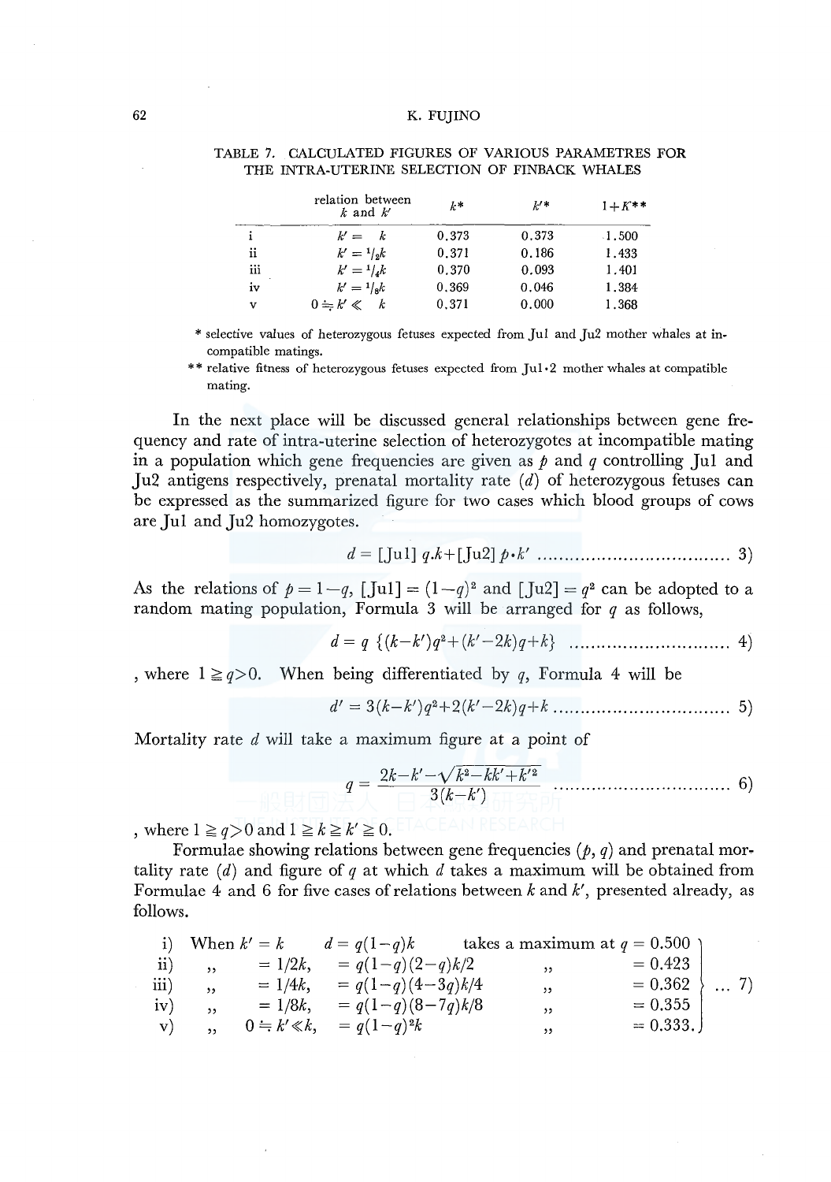TABLE 7. CALCULATED FIGURES OF VARIOUS PARAMETRES FOR THE INTRA-UTERINE SELECTION OF FINBACK WHALES

| | relation between $k$ and $k'$ | $k$* | $k'$* | $1+K$** |
|---|---|---|---|---|
| i | $k' = k$ | 0.373 | 0.373 | 1.500 |
| ii | $k' = {}^1/_2k$ | 0.371 | 0.186 | 1.433 |
| iii | $k' = {}^1/_4k$ | 0.370 | 0.093 | 1.401 |
| iv | $k' = {}^1/_8k$ | 0.369 | 0.046 | 1.384 |
| v | $0 \doteqdot k' \ll k$ | 0.371 | 0.000 | 1.368 |

\* selective values of heterozygous fetuses expected from Ju1 and Ju2 mother whales at incompatible matings.

\*\* relative fitness of heterozygous fetuses expected from Ju1·2 mother whales at compatible mating.

In the next place will be discussed general relationships between gene frequency and rate of intra-uterine selection of heterozygotes at incompatible mating in a population which gene frequencies are given as $p$ and $q$ controlling Ju1 and Ju2 antigens respectively, prenatal mortality rate ($d$) of heterozygous fetuses can be expressed as the summarized figure for two cases which blood groups of cows are Ju1 and Ju2 homozygotes.

$$d = [\text{Ju1}]\, q.k + [\text{Ju2}]\, p{\cdot}k' \quad \text{......} \quad 3)$$

As the relations of $p = 1-q$, $[\text{Ju1}] = (1-q)^2$ and $[\text{Ju2}] = q^2$ can be adopted to a random mating population, Formula 3 will be arranged for $q$ as follows,

$$d = q\ \{(k-k')q^2 + (k'-2k)q + k\} \quad \text{......} \quad 4)$$

, where $1 \geqq q > 0$. When being differentiated by $q$, Formula 4 will be

$$d' = 3(k-k')q^2 + 2(k'-2k)q + k \quad \text{......} \quad 5)$$

Mortality rate $d$ will take a maximum figure at a point of

$$q = \frac{2k-k'-\sqrt{k^2-kk'+k'^2}}{3(k-k')} \quad \text{......} \quad 6)$$

, where $1 \geqq q > 0$ and $1 \geqq k \geqq k' \geqq 0$.

Formulae showing relations between gene frequencies ($p$, $q$) and prenatal mortality rate ($d$) and figure of $q$ at which $d$ takes a maximum will be obtained from Formulae 4 and 6 for five cases of relations between $k$ and $k'$, presented already, as follows.

$$\left.\begin{array}{lllll}
\text{i)} & \text{When } k' = k & d = q(1-q)k & \text{takes a maximum at } q = 0.500 \\
\text{ii)} & \quad\text{,,}\quad = 1/2k, & \quad = q(1-q)(2-q)k/2 & \quad\text{,,}\qquad\qquad = 0.423 \\
\text{iii)} & \quad\text{,,}\quad = 1/4k, & \quad = q(1-q)(4-3q)k/4 & \quad\text{,,}\qquad\qquad = 0.362 \\
\text{iv)} & \quad\text{,,}\quad = 1/8k, & \quad = q(1-q)(8-7q)k/8 & \quad\text{,,}\qquad\qquad = 0.355 \\
\text{v)} & \quad\text{,,}\quad 0 \doteqdot k' \ll k, & \quad = q(1-q)^2k & \quad\text{,,}\qquad\qquad = 0.333.
\end{array}\right\} \ \ldots\ 7)$$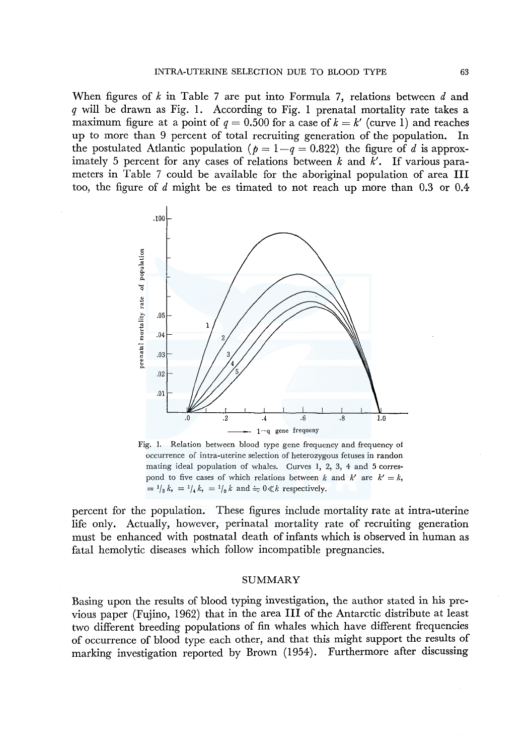When figures of $k$ in Table 7 are put into Formula 7, relations between $d$ and $q$ will be drawn as Fig. 1. According to Fig. 1 prenatal mortality rate takes a maximum figure at a point of $q = 0.500$ for a case of $k = k'$ (curve 1) and reaches up to more than 9 percent of total recruiting generation of the population. In the postulated Atlantic population ($p = 1-q = 0.822$) the figure of $d$ is approximately 5 percent for any cases of relations between $k$ and $k'$. If various parameters in Table 7 could be available for the aboriginal population of area III too, the figure of $d$ might be es timated to not reach up more than 0.3 or 0.4

Fig. 1. Relation between blood type gene frequency and frequency of occurrence of intra-uterine selection of heterozygous fetuses in randon mating ideal population of whales. Curves 1, 2, 3, 4 and 5 correspond to five cases of which relations between $k$ and $k'$ are $k' = k$, $= {}^{1}/_{2}\,k$, $= {}^{1}/_{4}\,k$, $= {}^{1}/_{8}\,k$ and $\doteqdot 0 \ll k$ respectively.

percent for the population. These figures include mortality rate at intra-uterine life only. Actually, however, perinatal mortality rate of recruiting generation must be enhanced with postnatal death of infants which is observed in human as fatal hemolytic diseases which follow incompatible pregnancies.

## SUMMARY

Basing upon the results of blood typing investigation, the author stated in his previous paper (Fujino, 1962) that in the area III of the Antarctic distribute at least two different breeding populations of fin whales which have different frequencies of occurrence of blood type each other, and that this might support the results of marking investigation reported by Brown (1954). Furthermore after discussing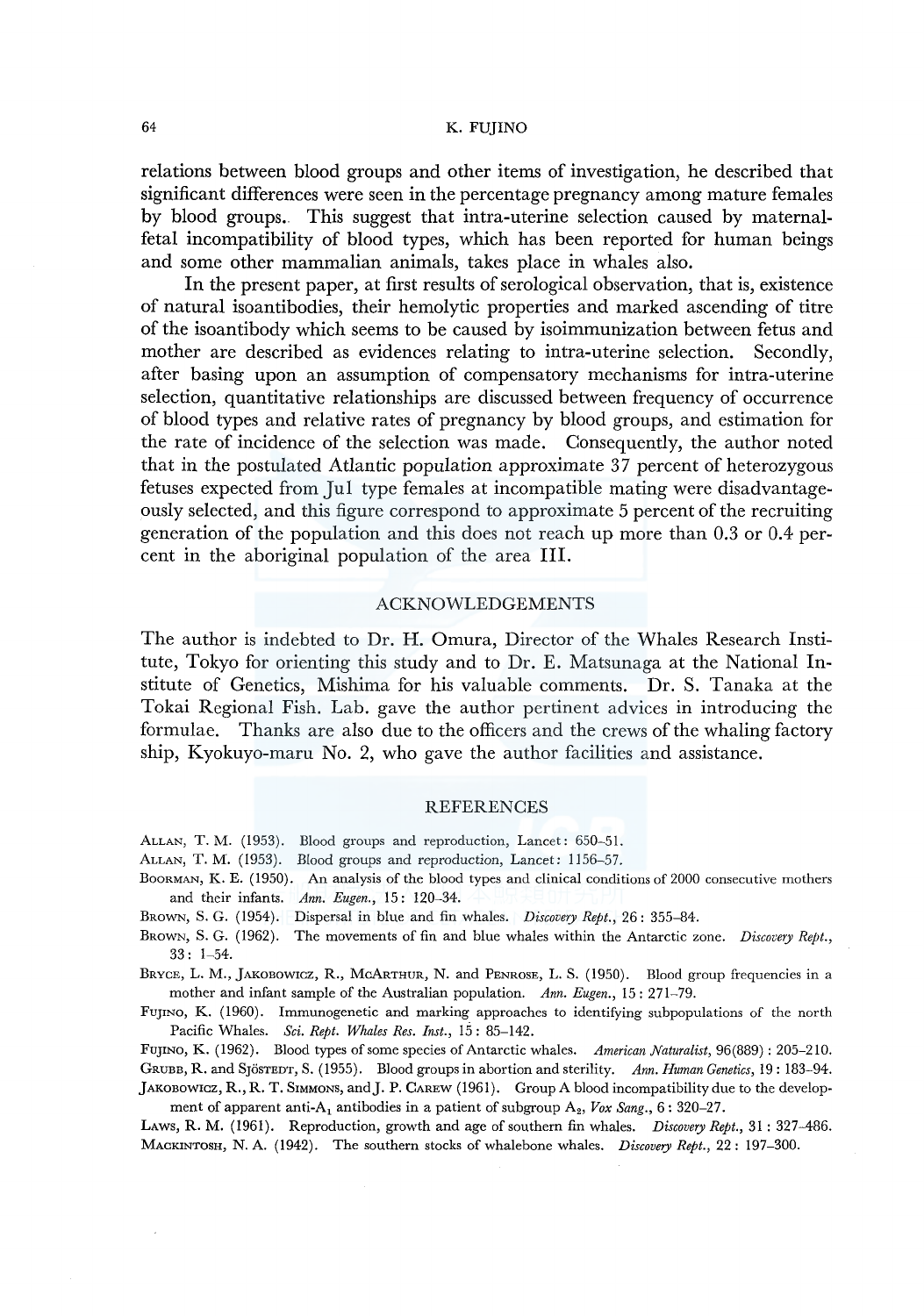relations between blood groups and other items of investigation, he described that significant differences were seen in the percentage pregnancy among mature females by blood groups. This suggest that intra-uterine selection caused by maternal-fetal incompatibility of blood types, which has been reported for human beings and some other mammalian animals, takes place in whales also.

In the present paper, at first results of serological observation, that is, existence of natural isoantibodies, their hemolytic properties and marked ascending of titre of the isoantibody which seems to be caused by isoimmunization between fetus and mother are described as evidences relating to intra-uterine selection. Secondly, after basing upon an assumption of compensatory mechanisms for intra-uterine selection, quantitative relationships are discussed between frequency of occurrence of blood types and relative rates of pregnancy by blood groups, and estimation for the rate of incidence of the selection was made. Consequently, the author noted that in the postulated Atlantic population approximate 37 percent of heterozygous fetuses expected from Ju1 type females at incompatible mating were disadvantageously selected, and this figure correspond to approximate 5 percent of the recruiting generation of the population and this does not reach up more than 0.3 or 0.4 percent in the aboriginal population of the area III.

## ACKNOWLEDGEMENTS

The author is indebted to Dr. H. Omura, Director of the Whales Research Institute, Tokyo for orienting this study and to Dr. E. Matsunaga at the National Institute of Genetics, Mishima for his valuable comments. Dr. S. Tanaka at the Tokai Regional Fish. Lab. gave the author pertinent advices in introducing the formulae. Thanks are also due to the officers and the crews of the whaling factory ship, Kyokuyo-maru No. 2, who gave the author facilities and assistance.

## REFERENCES

Allan, T. M. (1953). Blood groups and reproduction, Lancet: 650–51.

Allan, T. M. (1953). Blood groups and reproduction, Lancet: 1156–57.

Boorman, K. E. (1950). An analysis of the blood types and clinical conditions of 2000 consecutive mothers and their infants. *Ann. Eugen.*, 15: 120–34.

Brown, S. G. (1954). Dispersal in blue and fin whales. *Discovery Rept.*, 26: 355–84.

Brown, S. G. (1962). The movements of fin and blue whales within the Antarctic zone. *Discovery Rept.*, 33: 1–54.

Bryce, L. M., Jakobowicz, R., McArthur, N. and Penrose, L. S. (1950). Blood group frequencies in a mother and infant sample of the Australian population. *Ann. Eugen.*, 15: 271–79.

Fujino, K. (1960). Immunogenetic and marking approaches to identifying subpopulations of the north Pacific Whales. *Sci. Rept. Whales Res. Inst.*, 15: 85–142.

Fujino, K. (1962). Blood types of some species of Antarctic whales. *American Naturalist*, 96(889): 205–210.

Grubb, R. and Sjöstedt, S. (1955). Blood groups in abortion and sterility. *Ann. Human Genetics*, 19: 183–94.

Jakobowicz, R., R. T. Simmons, and J. P. Carew (1961). Group A blood incompatibility due to the development of apparent anti-$A_1$ antibodies in a patient of subgroup $A_2$, *Vox Sang.*, 6: 320–27.

Laws, R. M. (1961). Reproduction, growth and age of southern fin whales. *Discovery Rept.*, 31: 327–486.

Mackintosh, N. A. (1942). The southern stocks of whalebone whales. *Discovery Rept.*, 22: 197–300.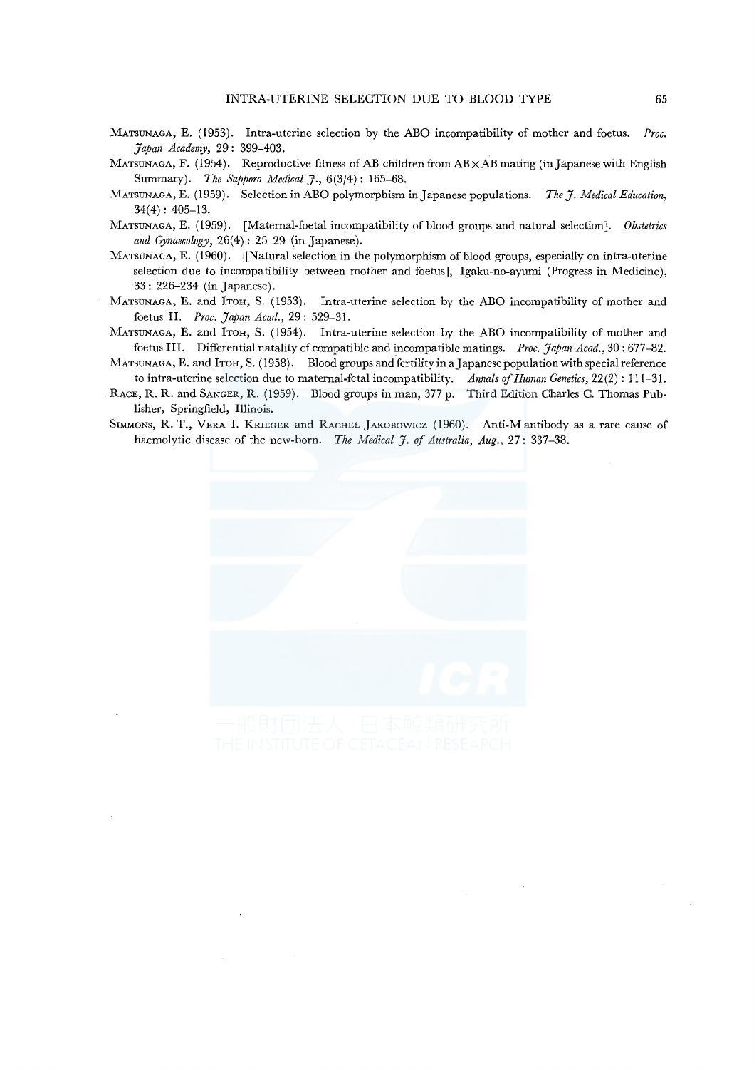MATSUNAGA, E. (1953). Intra-uterine selection by the ABO incompatibility of mother and foetus. *Proc. Japan Academy*, 29: 399–403.

MATSUNAGA, F. (1954). Reproductive fitness of AB children from AB × AB mating (in Japanese with English Summary). *The Sapporo Medical J.*, 6(3/4): 165–68.

MATSUNAGA, E. (1959). Selection in ABO polymorphism in Japanese populations. *The J. Medical Education*, 34(4): 405–13.

MATSUNAGA, E. (1959). [Maternal-foetal incompatibility of blood groups and natural selection]. *Obstetrics and Gynaecology*, 26(4): 25–29 (in Japanese).

MATSUNAGA, E. (1960). [Natural selection in the polymorphism of blood groups, especially on intra-uterine selection due to incompatibility between mother and foetus], Igaku-no-ayumi (Progress in Medicine), 33: 226–234 (in Japanese).

MATSUNAGA, E. and ITOH, S. (1953). Intra-uterine selection by the ABO incompatibility of mother and foetus II. *Proc. Japan Acad.*, 29: 529–31.

MATSUNAGA, E. and ITOH, S. (1954). Intra-uterine selection by the ABO incompatibility of mother and foetus III. Differential natality of compatible and incompatible matings. *Proc. Japan Acad.*, 30: 677–82.

MATSUNAGA, E. and ITOH, S. (1958). Blood groups and fertility in a Japanese population with special reference to intra-uterine selection due to maternal-fetal incompatibility. *Annals of Human Genetics*, 22(2): 111–31.

RACE, R. R. and SANGER, R. (1959). Blood groups in man, 377 p. Third Edition Charles C. Thomas Publisher, Springfield, Illinois.

SIMMONS, R. T., VERA I. KRIEGER and RACHEL JAKOBOWICZ (1960). Anti-M antibody as a rare cause of haemolytic disease of the new-born. *The Medical J. of Australia*, *Aug.*, 27: 337–38.